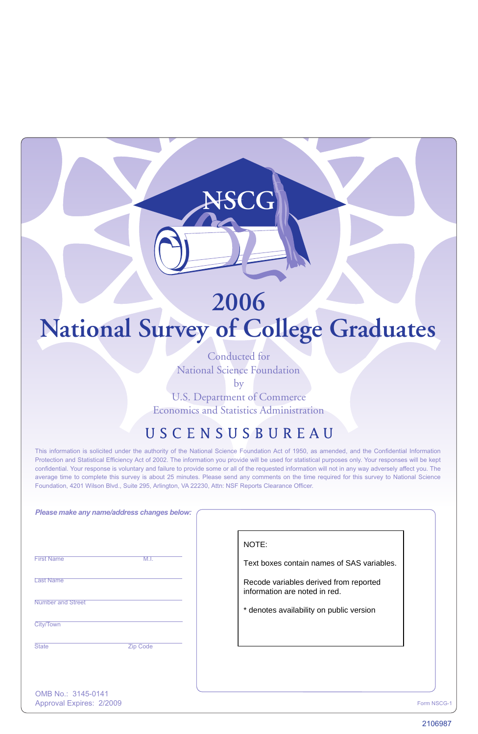NSCG

# 2006
# National Survey of College Graduates

Conducted for
National Science Foundation
by
U.S. Department of Commerce
Economics and Statistics Administration

U S C E N S U S B U R E A U

This information is solicited under the authority of the National Science Foundation Act of 1950, as amended, and the Confidential Information Protection and Statistical Efficiency Act of 2002. The information you provide will be used for statistical purposes only. Your responses will be kept confidential. Your response is voluntary and failure to provide some or all of the requested information will not in any way adversely affect you. The average time to complete this survey is about 25 minutes. Please send any comments on the time required for this survey to National Science Foundation, 4201 Wilson Blvd., Suite 295, Arlington, VA 22230, Attn: NSF Reports Clearance Officer.

*Please make any name/address changes below:*

First Name M.I.

Last Name

Number and Street

City/Town

State Zip Code

NOTE:

Text boxes contain names of SAS variables.

Recode variables derived from reported information are noted in red.

* denotes availability on public version

OMB No.: 3145-0141
Approval Expires: 2/2009

Form NSCG-1

2106987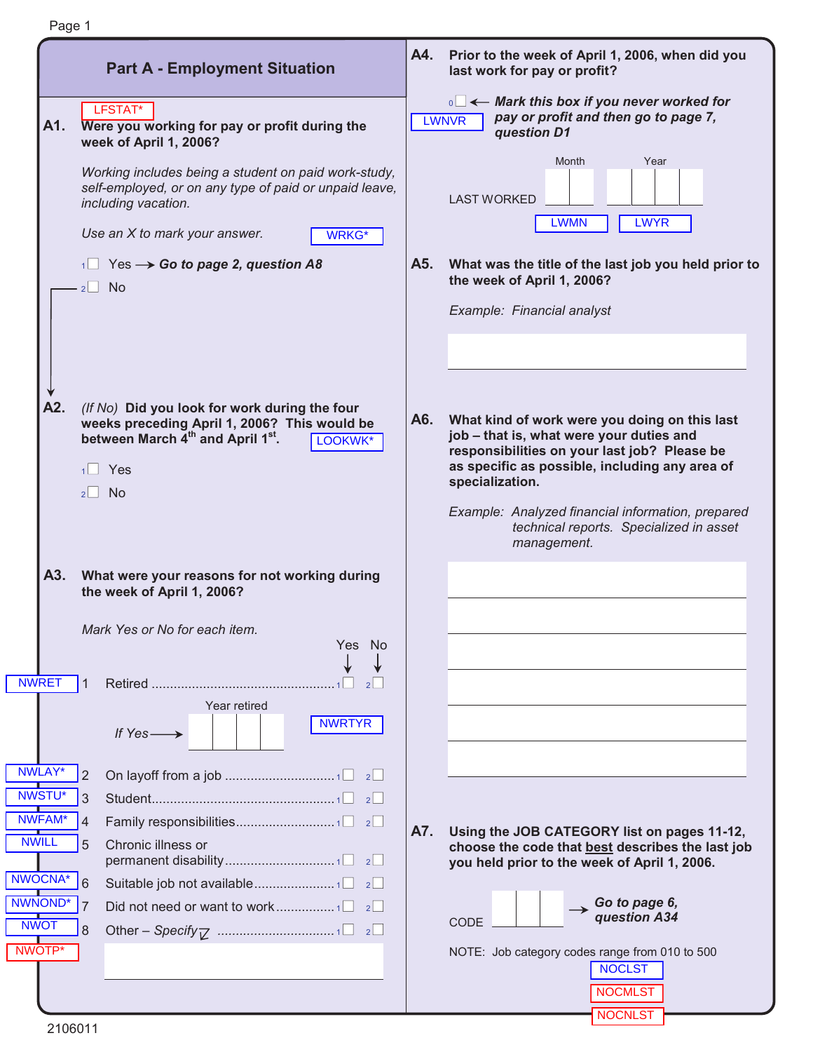## Part A - Employment Situation

LFSTAT*

**A1.** **Were you working for pay or profit during the week of April 1, 2006?**

*Working includes being a student on paid work-study, self-employed, or on any type of paid or unpaid leave, including vacation.*

*Use an X to mark your answer.* WRKG*

1 ☐ Yes → ***Go to page 2, question A8***

2 ☐ No

**A2.** *(If No)* **Did you look for work during the four weeks preceding April 1, 2006? This would be between March 4th and April 1st.** LOOKWK*

1 ☐ Yes

2 ☐ No

**A3.** **What were your reasons for not working during the week of April 1, 2006?**

*Mark Yes or No for each item.*

| Variable | | Item | Yes | No |
|---|---|---|---|---|
| NWRET | 1 | Retired | 1 ☐ | 2 ☐ |
| NWRTYR | | *If Yes* → Year retired: ☐☐☐☐ | | |
| NWLAY* | 2 | On layoff from a job | 1 ☐ | 2 ☐ |
| NWSTU* | 3 | Student | 1 ☐ | 2 ☐ |
| NWFAM* | 4 | Family responsibilities | 1 ☐ | 2 ☐ |
| NWILL | 5 | Chronic illness or permanent disability | 1 ☐ | 2 ☐ |
| NWOCNA* | 6 | Suitable job not available | 1 ☐ | 2 ☐ |
| NWNOND* | 7 | Did not need or want to work | 1 ☐ | 2 ☐ |
| NWOT | 8 | Other – *Specify* | 1 ☐ | 2 ☐ |

NWOTP* ____________________

**A4.** **Prior to the week of April 1, 2006, when did you last work for pay or profit?**

LWNVR 0 ☐ ← ***Mark this box if you never worked for pay or profit and then go to page 7, question D1***

LAST WORKED Month ☐☐ (LWMN) Year ☐☐☐☐ (LWYR)

**A5.** **What was the title of the last job you held prior to the week of April 1, 2006?**

*Example: Financial analyst*

____________________

**A6.** **What kind of work were you doing on this last job – that is, what were your duties and responsibilities on your last job? Please be as specific as possible, including any area of specialization.**

*Example: Analyzed financial information, prepared technical reports. Specialized in asset management.*

____________________

____________________

____________________

____________________

____________________

____________________

**A7.** **Using the JOB CATEGORY list on pages 11-12, choose the code that best describes the last job you held prior to the week of April 1, 2006.**

CODE ☐☐☐ → ***Go to page 6, question A34***

NOTE: Job category codes range from 010 to 500

NOCLST

NOCMLST

NOCNLST

2106011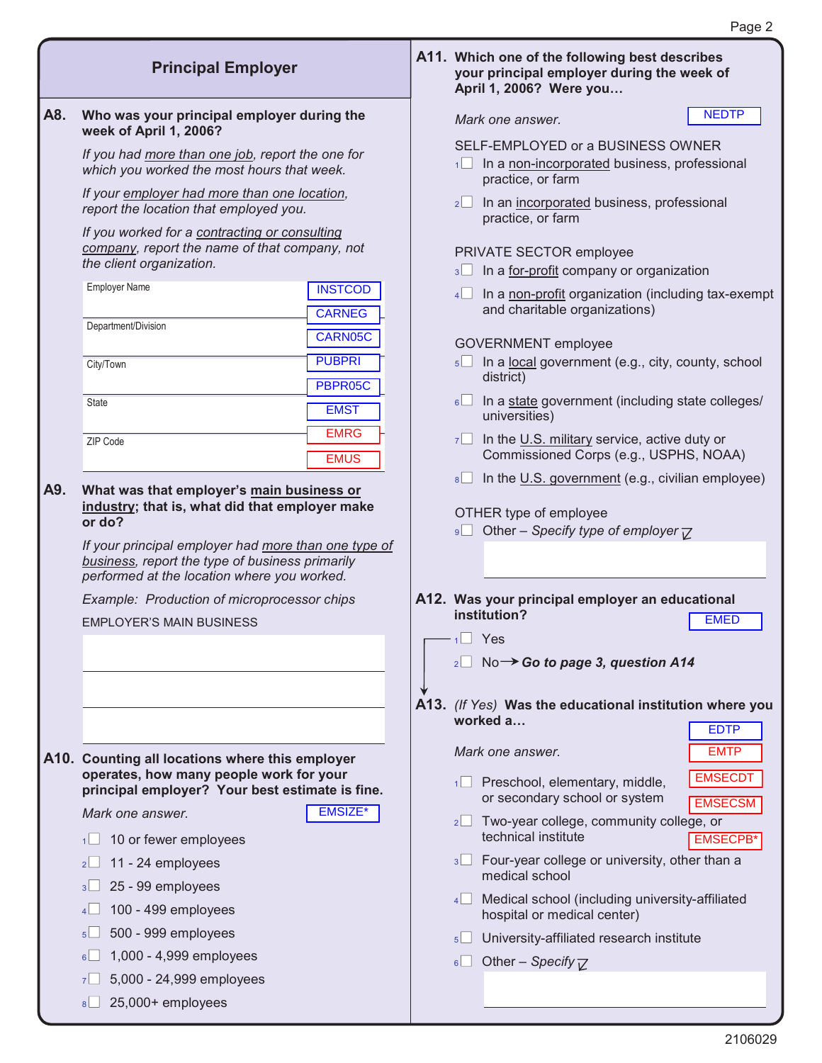## Principal Employer

**A8. Who was your principal employer during the week of April 1, 2006?**

*If you had more than one job, report the one for which you worked the most hours that week.*

*If your employer had more than one location, report the location that employed you.*

*If you worked for a contracting or consulting company, report the name of that company, not the client organization.*

Employer Name

Department/Division

City/Town

State

ZIP Code

INSTCOD CARNEG CARN05C PUBPRI PBPR05C EMST EMRG EMUS

**A9. What was that employer's main business or industry; that is, what did that employer make or do?**

*If your principal employer had more than one type of business, report the type of business primarily performed at the location where you worked.*

*Example: Production of microprocessor chips*

EMPLOYER'S MAIN BUSINESS

**A10. Counting all locations where this employer operates, how many people work for your principal employer? Your best estimate is fine.**

*Mark one answer.* EMSIZE*

1 ☐ 10 or fewer employees
2 ☐ 11 - 24 employees
3 ☐ 25 - 99 employees
4 ☐ 100 - 499 employees
5 ☐ 500 - 999 employees
6 ☐ 1,000 - 4,999 employees
7 ☐ 5,000 - 24,999 employees
8 ☐ 25,000+ employees

**A11. Which one of the following best describes your principal employer during the week of April 1, 2006? Were you…**

*Mark one answer.* NEDTP

SELF-EMPLOYED or a BUSINESS OWNER

1 ☐ In a non-incorporated business, professional practice, or farm
2 ☐ In an incorporated business, professional practice, or farm

PRIVATE SECTOR employee

3 ☐ In a for-profit company or organization
4 ☐ In a non-profit organization (including tax-exempt and charitable organizations)

GOVERNMENT employee

5 ☐ In a local government (e.g., city, county, school district)
6 ☐ In a state government (including state colleges/ universities)
7 ☐ In the U.S. military service, active duty or Commissioned Corps (e.g., USPHS, NOAA)
8 ☐ In the U.S. government (e.g., civilian employee)

OTHER type of employee

9 ☐ Other – *Specify type of employer*

**A12. Was your principal employer an educational institution?** EMED

1 ☐ Yes
2 ☐ No → ***Go to page 3, question A14***

**A13.** *(If Yes)* **Was the educational institution where you worked a…**

*Mark one answer.* EDTP EMTP EMSECDT EMSECSM EMSECPB*

1 ☐ Preschool, elementary, middle, or secondary school or system
2 ☐ Two-year college, community college, or technical institute
3 ☐ Four-year college or university, other than a medical school
4 ☐ Medical school (including university-affiliated hospital or medical center)
5 ☐ University-affiliated research institute
6 ☐ Other – *Specify*

2106029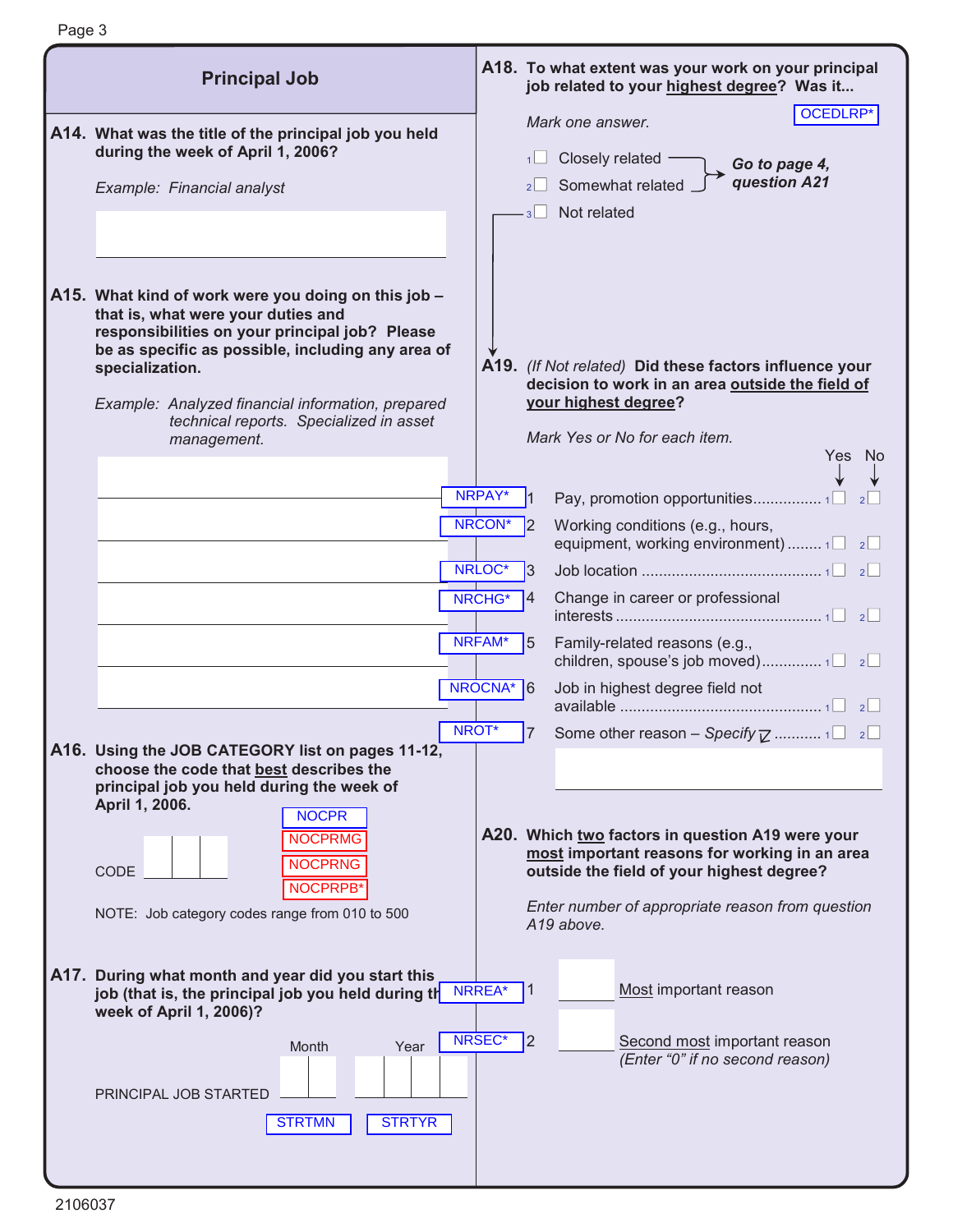## Principal Job

**A14. What was the title of the principal job you held during the week of April 1, 2006?**

*Example: Financial analyst*

**A15. What kind of work were you doing on this job – that is, what were your duties and responsibilities on your principal job? Please be as specific as possible, including any area of specialization.**

*Example: Analyzed financial information, prepared technical reports. Specialized in asset management.*

**A16. Using the JOB CATEGORY list on pages 11-12, choose the code that best describes the principal job you held during the week of April 1, 2006.**

NOCPR
NOCPRMG
NOCPRNG
NOCPRPB*

CODE

NOTE: Job category codes range from 010 to 500

**A17. During what month and year did you start this job (that is, the principal job you held during the week of April 1, 2006)?**

PRINCIPAL JOB STARTED — Month | Year

STRTMN STRTYR

**A18. To what extent was your work on your principal job related to your highest degree? Was it...**

OCEDLRP*

*Mark one answer.*

1 ☐ Closely related → *Go to page 4, question A21*
2 ☐ Somewhat related → *Go to page 4, question A21*
3 ☐ Not related

**A19.** *(If Not related)* **Did these factors influence your decision to work in an area outside the field of your highest degree?**

*Mark Yes or No for each item.*

| Variable | # | Item | Yes | No |
|---|---|---|---|---|
| NRPAY* | 1 | Pay, promotion opportunities | 1 ☐ | 2 ☐ |
| NRCON* | 2 | Working conditions (e.g., hours, equipment, working environment) | 1 ☐ | 2 ☐ |
| NRLOC* | 3 | Job location | 1 ☐ | 2 ☐ |
| NRCHG* | 4 | Change in career or professional interests | 1 ☐ | 2 ☐ |
| NRFAM* | 5 | Family-related reasons (e.g., children, spouse's job moved) | 1 ☐ | 2 ☐ |
| NROCNA* | 6 | Job in highest degree field not available | 1 ☐ | 2 ☐ |
| NROT* | 7 | Some other reason – *Specify* | 1 ☐ | 2 ☐ |

**A20. Which two factors in question A19 were your most important reasons for working in an area outside the field of your highest degree?**

*Enter number of appropriate reason from question A19 above.*

NRREA* 1 ☐ Most important reason

NRSEC* 2 ☐ Second most important reason *(Enter "0" if no second reason)*

2106037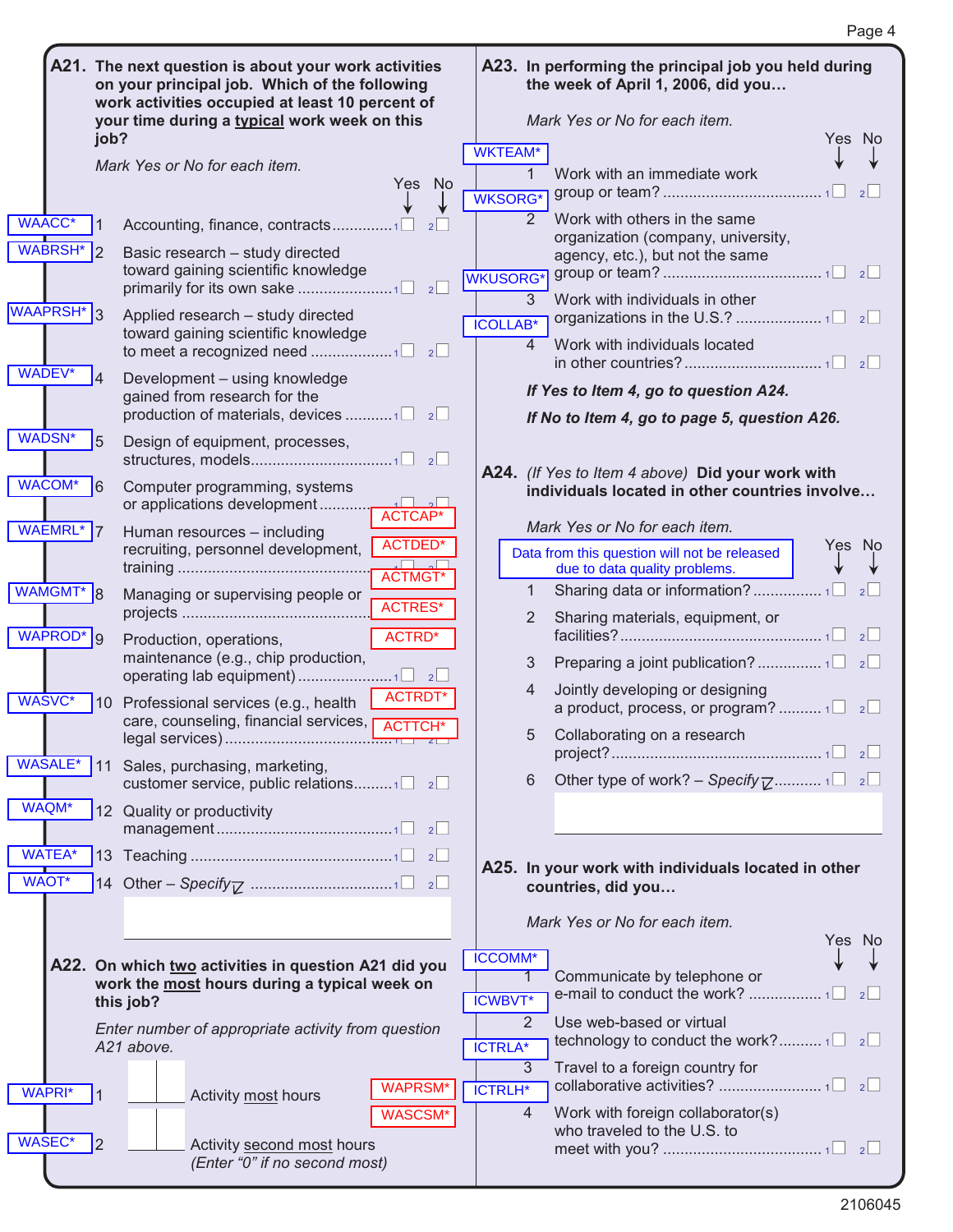**A21. The next question is about your work activities on your principal job. Which of the following work activities occupied at least 10 percent of your time during a typical work week on this job?**

*Mark Yes or No for each item.*

| Variable | | Item | Yes | No |
|---|---|---|---|---|
| WAACC* | 1 | Accounting, finance, contracts | 1☐ | 2☐ |
| WABRSH* | 2 | Basic research – study directed toward gaining scientific knowledge primarily for its own sake | 1☐ | 2☐ |
| WAAPRSH* | 3 | Applied research – study directed toward gaining scientific knowledge to meet a recognized need | 1☐ | 2☐ |
| WADEV* | 4 | Development – using knowledge gained from research for the production of materials, devices | 1☐ | 2☐ |
| WADSN* | 5 | Design of equipment, processes, structures, models | 1☐ | 2☐ |
| WACOM* | 6 | Computer programming, systems or applications development | 1☐ | 2☐ |
| WAEMRL* | 7 | Human resources – including recruiting, personnel development, training | 1☐ | 2☐ |
| WAMGMT* | 8 | Managing or supervising people or projects | 1☐ | 2☐ |
| WAPROD* | 9 | Production, operations, maintenance (e.g., chip production, operating lab equipment) | 1☐ | 2☐ |
| WASVC* | 10 | Professional services (e.g., health care, counseling, financial services, legal services) | 1☐ | 2☐ |
| WASALE* | 11 | Sales, purchasing, marketing, customer service, public relations | 1☐ | 2☐ |
| WAQM* | 12 | Quality or productivity management | 1☐ | 2☐ |
| WATEA* | 13 | Teaching | 1☐ | 2☐ |
| WAOT* | 14 | Other – *Specify* | 1☐ | 2☐ |

ACTCAP* ACTDED* ACTMGT* ACTRES* ACTRD* ACTRDT* ACTTCH*

**A22. On which two activities in question A21 did you work the most hours during a typical week on this job?**

*Enter number of appropriate activity from question A21 above.*

WAPRSM* WASCSM*

- WAPRI* 1 ☐☐ Activity most hours
- WASEC* 2 ☐☐ Activity second most hours *(Enter "0" if no second most)*

**A23. In performing the principal job you held during the week of April 1, 2006, did you…**

*Mark Yes or No for each item.*

| Variable | | Item | Yes | No |
|---|---|---|---|---|
| WKTEAM* | 1 | Work with an immediate work group or team? | 1☐ | 2☐ |
| WKSORG* | 2 | Work with others in the same organization (company, university, agency, etc.), but not the same group or team? | 1☐ | 2☐ |
| WKUSORG* | 3 | Work with individuals in other organizations in the U.S.? | 1☐ | 2☐ |
| ICOLLAB* | 4 | Work with individuals located in other countries? | 1☐ | 2☐ |

***If Yes to Item 4, go to question A24.***

***If No to Item 4, go to page 5, question A26.***

**A24.** *(If Yes to Item 4 above)* **Did your work with individuals located in other countries involve…**

*Mark Yes or No for each item.*

Data from this question will not be released due to data quality problems.

| | Item | Yes | No |
|---|---|---|---|
| 1 | Sharing data or information? | 1☐ | 2☐ |
| 2 | Sharing materials, equipment, or facilities? | 1☐ | 2☐ |
| 3 | Preparing a joint publication? | 1☐ | 2☐ |
| 4 | Jointly developing or designing a product, process, or program? | 1☐ | 2☐ |
| 5 | Collaborating on a research project? | 1☐ | 2☐ |
| 6 | Other type of work? – *Specify* | 1☐ | 2☐ |

**A25. In your work with individuals located in other countries, did you…**

*Mark Yes or No for each item.*

| Variable | | Item | Yes | No |
|---|---|---|---|---|
| ICCOMM* | 1 | Communicate by telephone or e-mail to conduct the work? | 1☐ | 2☐ |
| ICWBVT* | 2 | Use web-based or virtual technology to conduct the work? | 1☐ | 2☐ |
| ICTRLA* | 3 | Travel to a foreign country for collaborative activities? | 1☐ | 2☐ |
| ICTRLH* | 4 | Work with foreign collaborator(s) who traveled to the U.S. to meet with you? | 1☐ | 2☐ |

2106045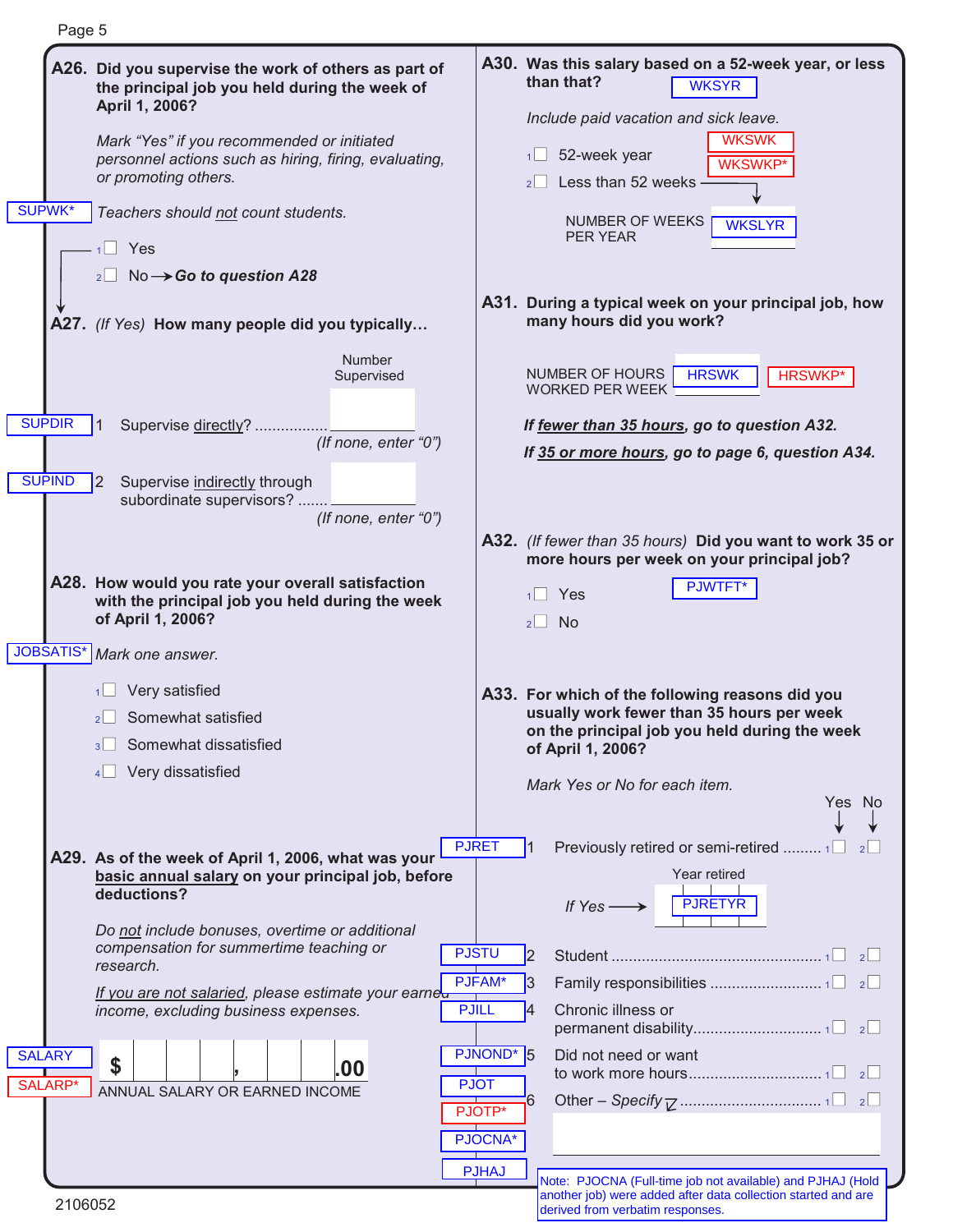**A26. Did you supervise the work of others as part of the principal job you held during the week of April 1, 2006?**

*Mark "Yes" if you recommended or initiated personnel actions such as hiring, firing, evaluating, or promoting others.*

SUPWK* *Teachers should not count students.*

1 ☐ Yes

2 ☐ No → ***Go to question A28***

**A27.** *(If Yes)* **How many people did you typically…**

| | | Number Supervised |
|---|---|---|
| SUPDIR | 1 Supervise directly? ................ | ____ *(If none, enter "0")* |
| SUPIND | 2 Supervise indirectly through subordinate supervisors? ....... | ____ *(If none, enter "0")* |

**A28. How would you rate your overall satisfaction with the principal job you held during the week of April 1, 2006?**

JOBSATIS* *Mark one answer.*

1 ☐ Very satisfied

2 ☐ Somewhat satisfied

3 ☐ Somewhat dissatisfied

4 ☐ Very dissatisfied

**A29. As of the week of April 1, 2006, what was your basic annual salary on your principal job, before deductions?**

*Do not include bonuses, overtime or additional compensation for summertime teaching or research.*

*If you are not salaried, please estimate your earned income, excluding business expenses.*

SALARY SALARP*

$ ___ , ___ .00
ANNUAL SALARY OR EARNED INCOME

**A30. Was this salary based on a 52-week year, or less than that?** WKSYR

*Include paid vacation and sick leave.*

WKSWK WKSWKP*

1 ☐ 52-week year

2 ☐ Less than 52 weeks → NUMBER OF WEEKS PER YEAR WKSLYR ____

**A31. During a typical week on your principal job, how many hours did you work?**

NUMBER OF HOURS WORKED PER WEEK HRSWK ____ HRSWKP*

***If fewer than 35 hours, go to question A32.***

***If 35 or more hours, go to page 6, question A34.***

**A32.** *(If fewer than 35 hours)* **Did you want to work 35 or more hours per week on your principal job?** PJWTFT*

1 ☐ Yes

2 ☐ No

**A33. For which of the following reasons did you usually work fewer than 35 hours per week on the principal job you held during the week of April 1, 2006?**

*Mark Yes or No for each item.*

| | | Yes | No |
|---|---|---|---|
| PJRET | 1 Previously retired or semi-retired ......... | 1 ☐ | 2 ☐ |
| | *If Yes* → Year retired PJRETYR ____ | | |
| PJSTU | 2 Student ................................ | 1 ☐ | 2 ☐ |
| PJFAM* | 3 Family responsibilities ......................... | 1 ☐ | 2 ☐ |
| PJILL | 4 Chronic illness or permanent disability............................. | 1 ☐ | 2 ☐ |
| PJNOND* | 5 Did not need or want to work more hours.............................. | 1 ☐ | 2 ☐ |
| PJOT PJOTP* | 6 Other – *Specify* ................................ | 1 ☐ | 2 ☐ |
| PJOCNA* | | | |
| PJHAJ | | | |

Note: PJOCNA (Full-time job not available) and PJHAJ (Hold another job) were added after data collection started and are derived from verbatim responses.

2106052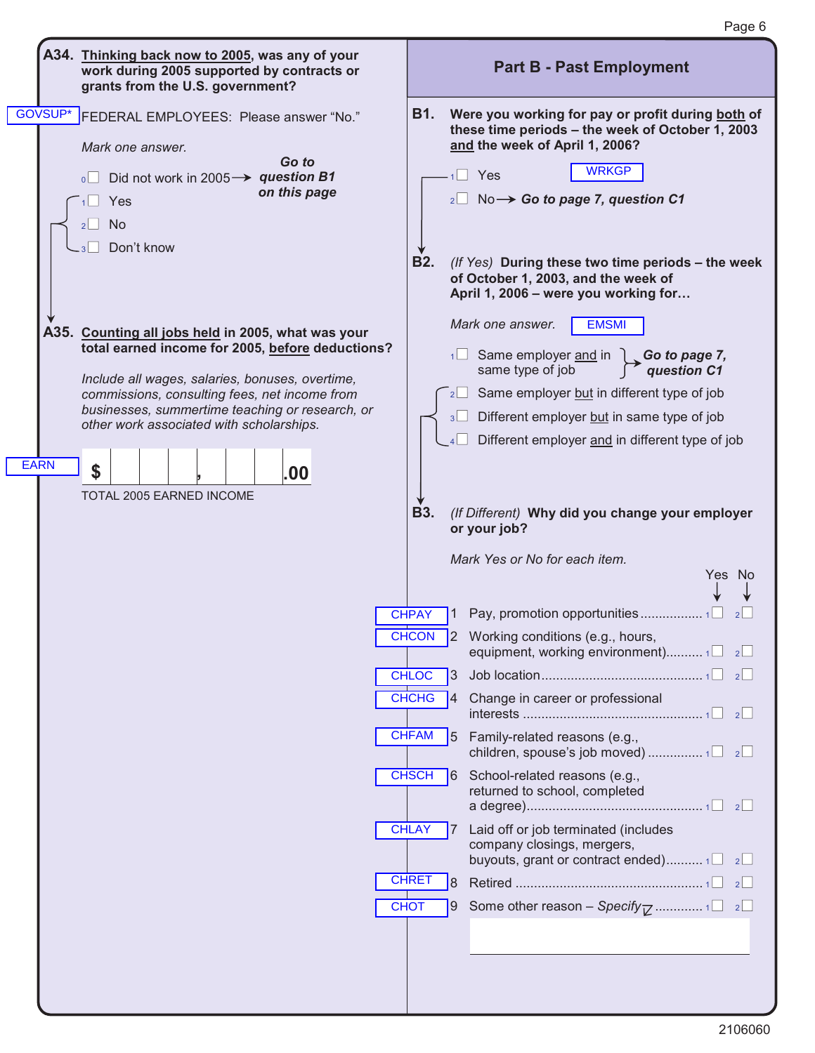**A34. Thinking back now to 2005, was any of your work during 2005 supported by contracts or grants from the U.S. government?**

GOVSUP*

FEDERAL EMPLOYEES: Please answer "No."

*Mark one answer.*

- 0 ☐ Did not work in 2005 → ***Go to question B1 on this page***
- 1 ☐ Yes
- 2 ☐ No
- 3 ☐ Don't know

**A35. Counting all jobs held in 2005, what was your total earned income for 2005, before deductions?**

*Include all wages, salaries, bonuses, overtime, commissions, consulting fees, net income from businesses, summertime teaching or research, or other work associated with scholarships.*

EARN

$ ☐☐☐,☐☐☐.00

TOTAL 2005 EARNED INCOME

## Part B - Past Employment

**B1. Were you working for pay or profit during both of these time periods – the week of October 1, 2003 and the week of April 1, 2006?**

WRKGP

- 1 ☐ Yes
- 2 ☐ No → ***Go to page 7, question C1***

**B2.** *(If Yes)* **During these two time periods – the week of October 1, 2003, and the week of April 1, 2006 – were you working for…**

*Mark one answer.*

EMSMI

- 1 ☐ Same employer and in same type of job → ***Go to page 7, question C1***
- 2 ☐ Same employer but in different type of job
- 3 ☐ Different employer but in same type of job
- 4 ☐ Different employer and in different type of job

**B3.** *(If Different)* **Why did you change your employer or your job?**

*Mark Yes or No for each item.*

| | | | Yes | No |
|---|---|---|---|---|
| CHPAY | 1 | Pay, promotion opportunities | 1 ☐ | 2 ☐ |
| CHCON | 2 | Working conditions (e.g., hours, equipment, working environment) | 1 ☐ | 2 ☐ |
| CHLOC | 3 | Job location | 1 ☐ | 2 ☐ |
| CHCHG | 4 | Change in career or professional interests | 1 ☐ | 2 ☐ |
| CHFAM | 5 | Family-related reasons (e.g., children, spouse's job moved) | 1 ☐ | 2 ☐ |
| CHSCH | 6 | School-related reasons (e.g., returned to school, completed a degree) | 1 ☐ | 2 ☐ |
| CHLAY | 7 | Laid off or job terminated (includes company closings, mergers, buyouts, grant or contract ended) | 1 ☐ | 2 ☐ |
| CHRET | 8 | Retired | 1 ☐ | 2 ☐ |
| CHOT | 9 | Some other reason – *Specify* | 1 ☐ | 2 ☐ |

2106060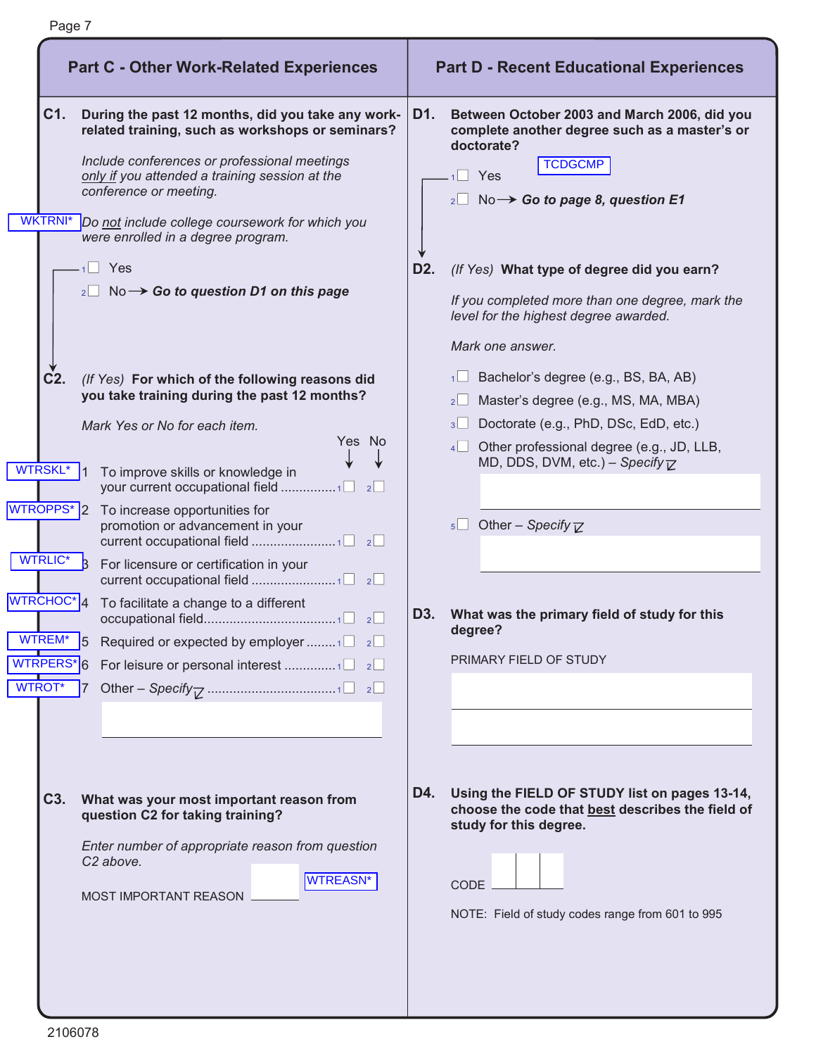## Part C - Other Work-Related Experiences

**C1. During the past 12 months, did you take any work-related training, such as workshops or seminars?**

*Include conferences or professional meetings only if you attended a training session at the conference or meeting.*

WKTRNI*

*Do not include college coursework for which you were enrolled in a degree program.*

1 ☐ Yes

2 ☐ No → ***Go to question D1 on this page***

**C2.** *(If Yes)* **For which of the following reasons did you take training during the past 12 months?**

*Mark Yes or No for each item.*

| Variable | | Reason | Yes | No |
|---|---|---|---|---|
| WTRSKL* | 1 | To improve skills or knowledge in your current occupational field | 1 ☐ | 2 ☐ |
| WTROPPS* | 2 | To increase opportunities for promotion or advancement in your current occupational field | 1 ☐ | 2 ☐ |
| WTRLIC* | 3 | For licensure or certification in your current occupational field | 1 ☐ | 2 ☐ |
| WTRCHOC* | 4 | To facilitate a change to a different occupational field | 1 ☐ | 2 ☐ |
| WTREM* | 5 | Required or expected by employer | 1 ☐ | 2 ☐ |
| WTRPERS* | 6 | For leisure or personal interest | 1 ☐ | 2 ☐ |
| WTROT* | 7 | Other – *Specify* | 1 ☐ | 2 ☐ |

______________________________

**C3. What was your most important reason from question C2 for taking training?**

*Enter number of appropriate reason from question C2 above.*

MOST IMPORTANT REASON ______ WTREASN*

## Part D - Recent Educational Experiences

**D1. Between October 2003 and March 2006, did you complete another degree such as a master's or doctorate?**

TCDGCMP

1 ☐ Yes

2 ☐ No → ***Go to page 8, question E1***

**D2.** *(If Yes)* **What type of degree did you earn?**

*If you completed more than one degree, mark the level for the highest degree awarded.*

*Mark one answer.*

1 ☐ Bachelor's degree (e.g., BS, BA, AB)

2 ☐ Master's degree (e.g., MS, MA, MBA)

3 ☐ Doctorate (e.g., PhD, DSc, EdD, etc.)

4 ☐ Other professional degree (e.g., JD, LLB, MD, DDS, DVM, etc.) – *Specify*

______________________________

5 ☐ Other – *Specify*

______________________________

**D3. What was the primary field of study for this degree?**

PRIMARY FIELD OF STUDY

______________________________

______________________________

**D4. Using the FIELD OF STUDY list on pages 13-14, choose the code that best describes the field of study for this degree.**

CODE ☐☐☐

NOTE: Field of study codes range from 601 to 995

2106078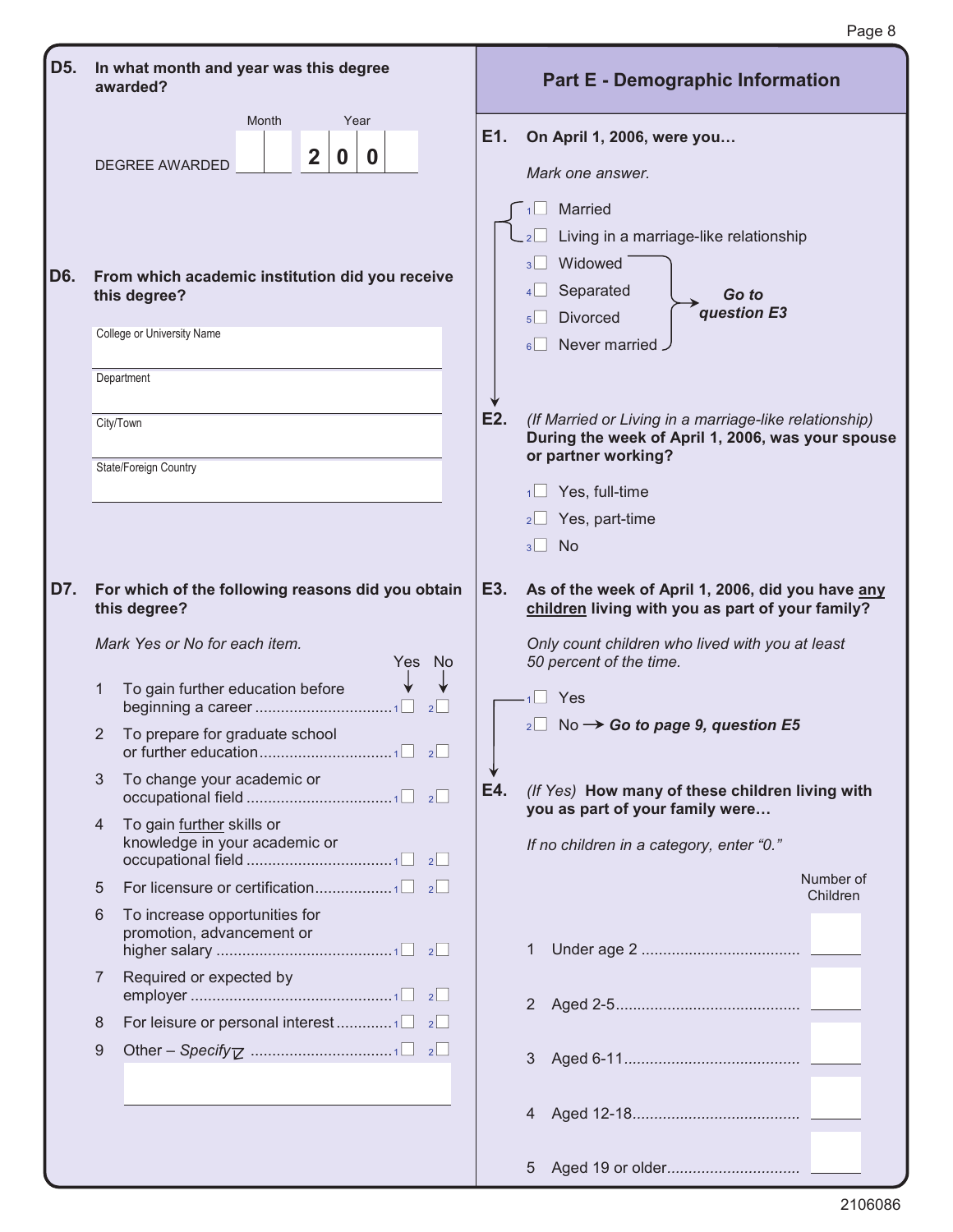**D5. In what month and year was this degree awarded?**

| | Month | Year |
|---|---|---|
| DEGREE AWARDED | ☐☐ | 2 0 0 ☐ |

**D6. From which academic institution did you receive this degree?**

College or University Name ______________________

Department ______________________

City/Town ______________________

State/Foreign Country ______________________

**D7. For which of the following reasons did you obtain this degree?**

*Mark Yes or No for each item.*

| | | Yes | No |
|---|---|---|---|
| 1 | To gain further education before beginning a career | 1☐ | 2☐ |
| 2 | To prepare for graduate school or further education | 1☐ | 2☐ |
| 3 | To change your academic or occupational field | 1☐ | 2☐ |
| 4 | To gain further skills or knowledge in your academic or occupational field | 1☐ | 2☐ |
| 5 | For licensure or certification | 1☐ | 2☐ |
| 6 | To increase opportunities for promotion, advancement or higher salary | 1☐ | 2☐ |
| 7 | Required or expected by employer | 1☐ | 2☐ |
| 8 | For leisure or personal interest | 1☐ | 2☐ |
| 9 | Other – *Specify* | 1☐ | 2☐ |

______________________

## Part E - Demographic Information

**E1. On April 1, 2006, were you…**

*Mark one answer.*

1☐ Married

2☐ Living in a marriage-like relationship

3☐ Widowed

4☐ Separated

5☐ Divorced

6☐ Never married

(Widowed, Separated, Divorced, Never married → ***Go to question E3***)

**E2.** *(If Married or Living in a marriage-like relationship)* **During the week of April 1, 2006, was your spouse or partner working?**

1☐ Yes, full-time

2☐ Yes, part-time

3☐ No

**E3. As of the week of April 1, 2006, did you have any children living with you as part of your family?**

*Only count children who lived with you at least 50 percent of the time.*

1☐ Yes

2☐ No → ***Go to page 9, question E5***

**E4.** *(If Yes)* **How many of these children living with you as part of your family were…**

*If no children in a category, enter "0."*

| | | Number of Children |
|---|---|---|
| 1 | Under age 2 | |
| 2 | Aged 2-5 | |
| 3 | Aged 6-11 | |
| 4 | Aged 12-18 | |
| 5 | Aged 19 or older | |

2106086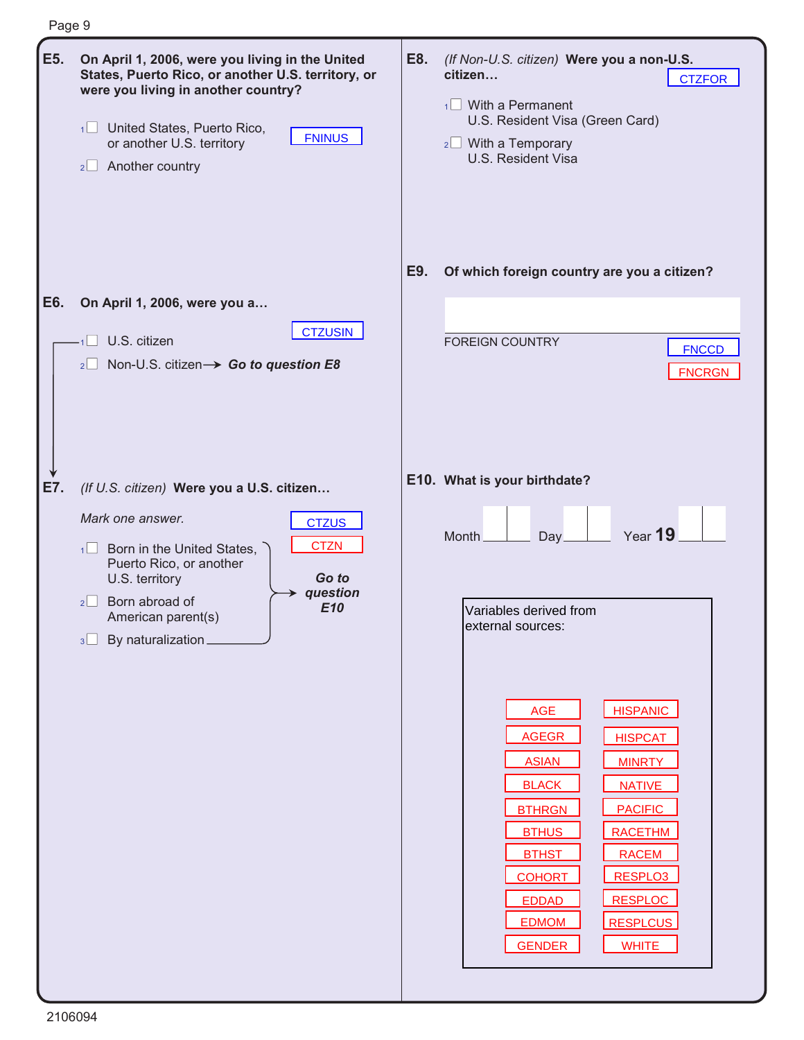**E5. On April 1, 2006, were you living in the United States, Puerto Rico, or another U.S. territory, or were you living in another country?**

FNINUS

1 ☐ United States, Puerto Rico, or another U.S. territory

2 ☐ Another country

**E6. On April 1, 2006, were you a…**

CTZUSIN

1 ☐ U.S. citizen

2 ☐ Non-U.S. citizen → ***Go to question E8***

**E7.** *(If U.S. citizen)* **Were you a U.S. citizen…**

*Mark one answer.*

CTZUS

CTZN

1 ☐ Born in the United States, Puerto Rico, or another U.S. territory

2 ☐ Born abroad of American parent(s)

3 ☐ By naturalization

***Go to question E10***

**E8.** *(If Non-U.S. citizen)* **Were you a non-U.S. citizen…**

CTZFOR

1 ☐ With a Permanent U.S. Resident Visa (Green Card)

2 ☐ With a Temporary U.S. Resident Visa

**E9. Of which foreign country are you a citizen?**

FOREIGN COUNTRY

FNCCD

FNCRGN

**E10. What is your birthdate?**

Month ☐☐ Day ☐☐ Year **19** ☐☐

Variables derived from external sources:

| | |
|---|---|
| AGE | HISPANIC |
| AGEGR | HISPCAT |
| ASIAN | MINRTY |
| BLACK | NATIVE |
| BTHRGN | PACIFIC |
| BTHUS | RACETHM |
| BTHST | RACEM |
| COHORT | RESPLO3 |
| EDDAD | RESPLOC |
| EDMOM | RESPLCUS |
| GENDER | WHITE |

2106094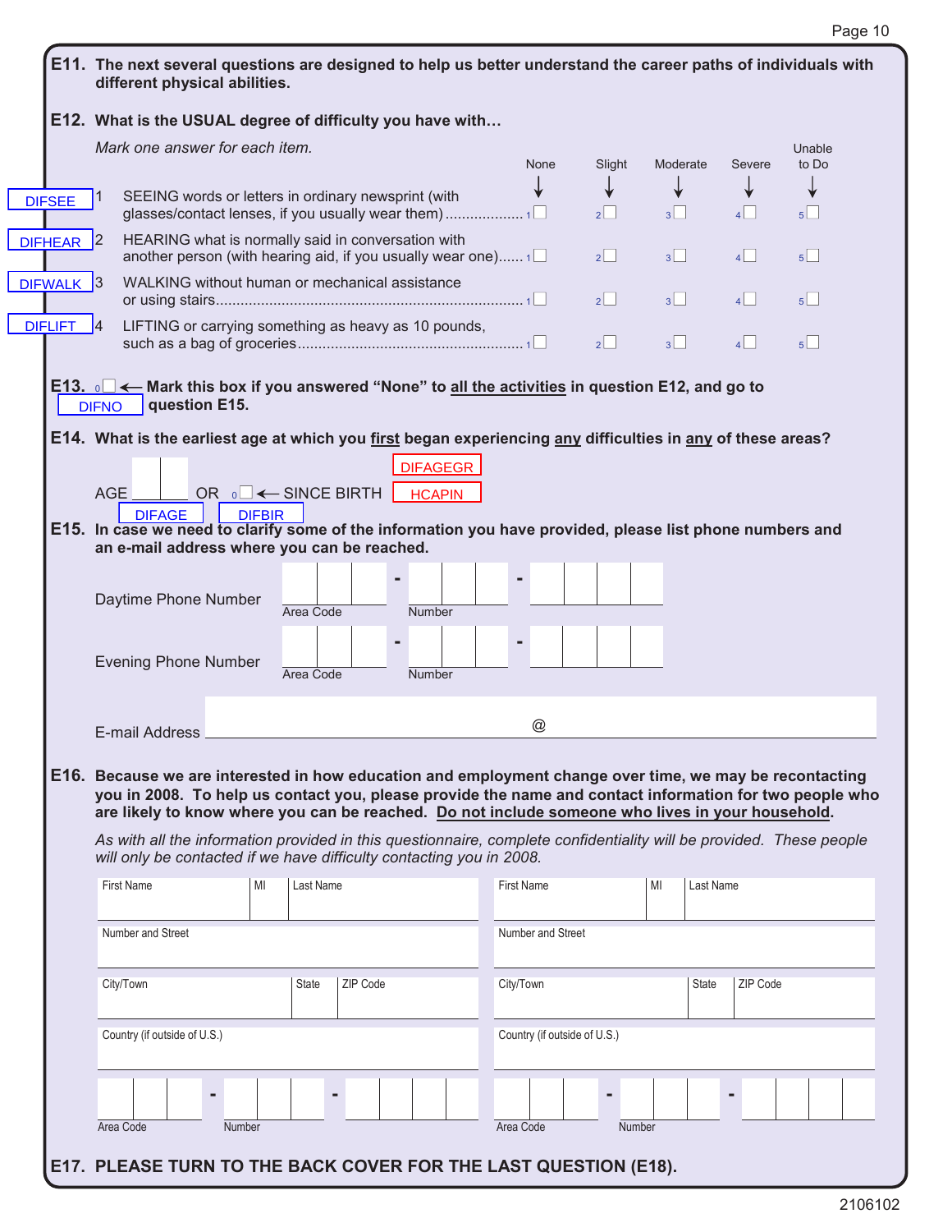**E11. The next several questions are designed to help us better understand the career paths of individuals with different physical abilities.**

**E12. What is the USUAL degree of difficulty you have with…**

*Mark one answer for each item.*

| Variable | | Item | None | Slight | Moderate | Severe | Unable to Do |
|---|---|---|---|---|---|---|---|
| DIFSEE | 1 | SEEING words or letters in ordinary newsprint (with glasses/contact lenses, if you usually wear them) | 1 ☐ | 2 ☐ | 3 ☐ | 4 ☐ | 5 ☐ |
| DIFHEAR | 2 | HEARING what is normally said in conversation with another person (with hearing aid, if you usually wear one) | 1 ☐ | 2 ☐ | 3 ☐ | 4 ☐ | 5 ☐ |
| DIFWALK | 3 | WALKING without human or mechanical assistance or using stairs | 1 ☐ | 2 ☐ | 3 ☐ | 4 ☐ | 5 ☐ |
| DIFLIFT | 4 | LIFTING or carrying something as heavy as 10 pounds, such as a bag of groceries | 1 ☐ | 2 ☐ | 3 ☐ | 4 ☐ | 5 ☐ |

**E13.** 0 ☐ ← **Mark this box if you answered "None" to all the activities in question E12, and go to question E15.**

DIFNO

**E14. What is the earliest age at which you first began experiencing any difficulties in any of these areas?**

AGE ____ OR 0 ☐ ← SINCE BIRTH

DIFAGE DIFBIR DIFAGEGR HCAPIN

**E15. In case we need to clarify some of the information you have provided, please list phone numbers and an e-mail address where you can be reached.**

Daytime Phone Number ___ - ___ - ____ (Area Code, Number)

Evening Phone Number ___ - ___ - ____ (Area Code, Number)

E-mail Address ____________ @ ____________

**E16. Because we are interested in how education and employment change over time, we may be recontacting you in 2008. To help us contact you, please provide the name and contact information for two people who are likely to know where you can be reached. Do not include someone who lives in your household.**

*As with all the information provided in this questionnaire, complete confidentiality will be provided. These people will only be contacted if we have difficulty contacting you in 2008.*

| Contact 1 | Contact 2 |
|---|---|
| First Name / MI / Last Name | First Name / MI / Last Name |
| Number and Street | Number and Street |
| City/Town / State / ZIP Code | City/Town / State / ZIP Code |
| Country (if outside of U.S.) | Country (if outside of U.S.) |
| Area Code - Number | Area Code - Number |

**E17. PLEASE TURN TO THE BACK COVER FOR THE LAST QUESTION (E18).**

2106102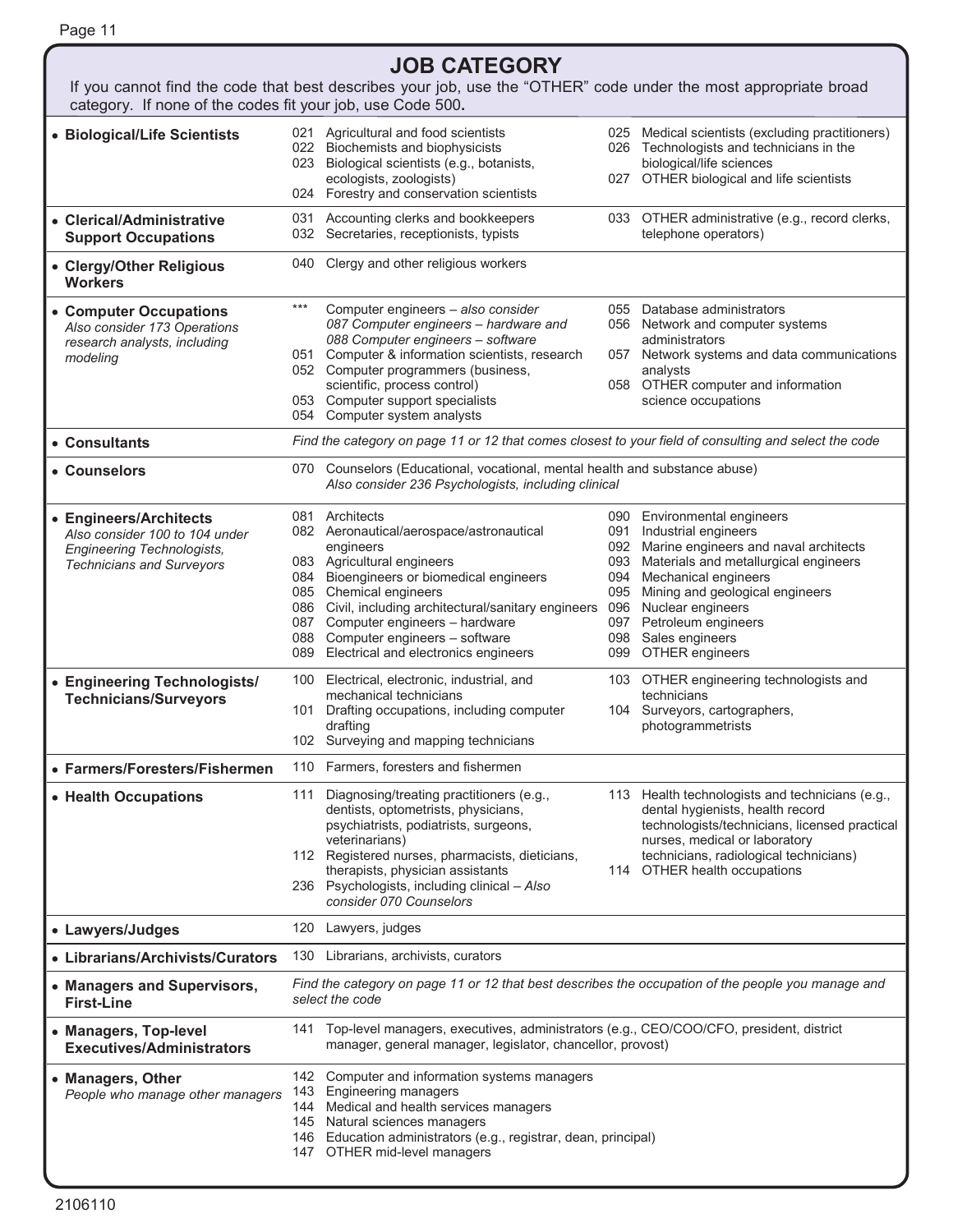## JOB CATEGORY

If you cannot find the code that best describes your job, use the "OTHER" code under the most appropriate broad category. If none of the codes fit your job, use Code 500**.**

| Category | Codes | |
|---|---|---|
| **• Biological/Life Scientists** | 021 Agricultural and food scientists<br>022 Biochemists and biophysicists<br>023 Biological scientists (e.g., botanists, ecologists, zoologists)<br>024 Forestry and conservation scientists | 025 Medical scientists (excluding practitioners)<br>026 Technologists and technicians in the biological/life sciences<br>027 OTHER biological and life scientists |
| **• Clerical/Administrative Support Occupations** | 031 Accounting clerks and bookkeepers<br>032 Secretaries, receptionists, typists | 033 OTHER administrative (e.g., record clerks, telephone operators) |
| **• Clergy/Other Religious Workers** | 040 Clergy and other religious workers | |
| **• Computer Occupations**<br>*Also consider 173 Operations research analysts, including modeling* | *** Computer engineers – *also consider 087 Computer engineers – hardware and 088 Computer engineers – software*<br>051 Computer & information scientists, research<br>052 Computer programmers (business, scientific, process control)<br>053 Computer support specialists<br>054 Computer system analysts | 055 Database administrators<br>056 Network and computer systems administrators<br>057 Network systems and data communications analysts<br>058 OTHER computer and information science occupations |
| **• Consultants** | *Find the category on page 11 or 12 that comes closest to your field of consulting and select the code* | |
| **• Counselors** | 070 Counselors (Educational, vocational, mental health and substance abuse)<br>*Also consider 236 Psychologists, including clinical* | |
| **• Engineers/Architects**<br>*Also consider 100 to 104 under Engineering Technologists, Technicians and Surveyors* | 081 Architects<br>082 Aeronautical/aerospace/astronautical engineers<br>083 Agricultural engineers<br>084 Bioengineers or biomedical engineers<br>085 Chemical engineers<br>086 Civil, including architectural/sanitary engineers<br>087 Computer engineers – hardware<br>088 Computer engineers – software<br>089 Electrical and electronics engineers | 090 Environmental engineers<br>091 Industrial engineers<br>092 Marine engineers and naval architects<br>093 Materials and metallurgical engineers<br>094 Mechanical engineers<br>095 Mining and geological engineers<br>096 Nuclear engineers<br>097 Petroleum engineers<br>098 Sales engineers<br>099 OTHER engineers |
| **• Engineering Technologists/ Technicians/Surveyors** | 100 Electrical, electronic, industrial, and mechanical technicians<br>101 Drafting occupations, including computer drafting<br>102 Surveying and mapping technicians | 103 OTHER engineering technologists and technicians<br>104 Surveyors, cartographers, photogrammetrists |
| **• Farmers/Foresters/Fishermen** | 110 Farmers, foresters and fishermen | |
| **• Health Occupations** | 111 Diagnosing/treating practitioners (e.g., dentists, optometrists, physicians, psychiatrists, podiatrists, surgeons, veterinarians)<br>112 Registered nurses, pharmacists, dieticians, therapists, physician assistants<br>236 Psychologists, including clinical – *Also consider 070 Counselors* | 113 Health technologists and technicians (e.g., dental hygienists, health record technologists/technicians, licensed practical nurses, medical or laboratory technicians, radiological technicians)<br>114 OTHER health occupations |
| **• Lawyers/Judges** | 120 Lawyers, judges | |
| **• Librarians/Archivists/Curators** | 130 Librarians, archivists, curators | |
| **• Managers and Supervisors, First-Line** | *Find the category on page 11 or 12 that best describes the occupation of the people you manage and select the code* | |
| **• Managers, Top-level Executives/Administrators** | 141 Top-level managers, executives, administrators (e.g., CEO/COO/CFO, president, district manager, general manager, legislator, chancellor, provost) | |
| **• Managers, Other**<br>*People who manage other managers* | 142 Computer and information systems managers<br>143 Engineering managers<br>144 Medical and health services managers<br>145 Natural sciences managers<br>146 Education administrators (e.g., registrar, dean, principal)<br>147 OTHER mid-level managers | |

2106110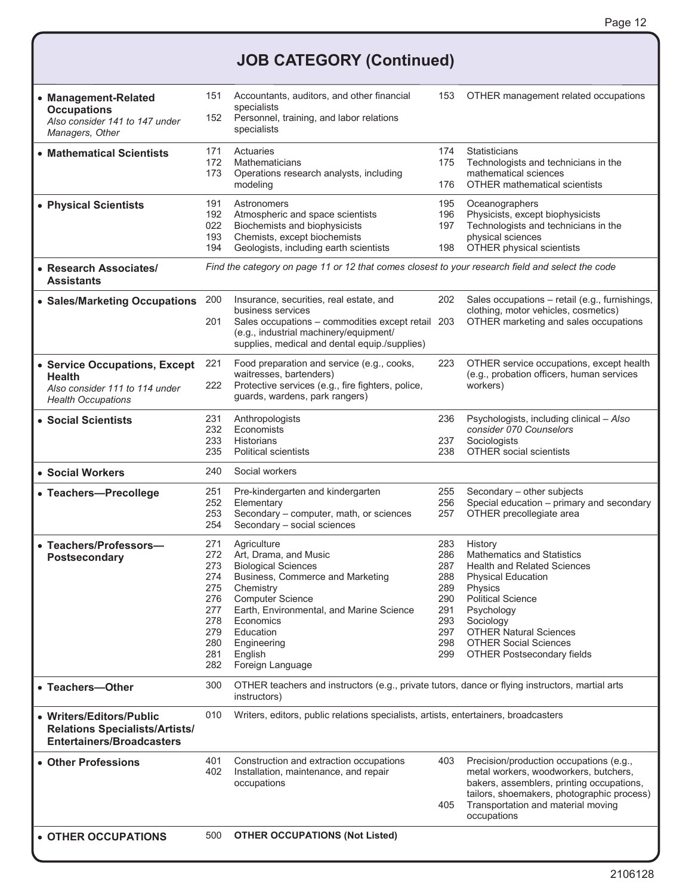# JOB CATEGORY (Continued)

| Category | Codes |
|---|---|
| **• Management-Related Occupations** *Also consider 141 to 147 under Managers, Other* | 151 Accountants, auditors, and other financial specialists; 152 Personnel, training, and labor relations specialists; 153 OTHER management related occupations |
| **• Mathematical Scientists** | 171 Actuaries; 172 Mathematicians; 173 Operations research analysts, including modeling; 174 Statisticians; 175 Technologists and technicians in the mathematical sciences; 176 OTHER mathematical scientists |
| **• Physical Scientists** | 191 Astronomers; 192 Atmospheric and space scientists; 022 Biochemists and biophysicists; 193 Chemists, except biochemists; 194 Geologists, including earth scientists; 195 Oceanographers; 196 Physicists, except biophysicists; 197 Technologists and technicians in the physical sciences; 198 OTHER physical scientists |
| **• Research Associates/ Assistants** | *Find the category on page 11 or 12 that comes closest to your research field and select the code* |
| **• Sales/Marketing Occupations** | 200 Insurance, securities, real estate, and business services; 201 Sales occupations – commodities except retail (e.g., industrial machinery/equipment/ supplies, medical and dental equip./supplies); 202 Sales occupations – retail (e.g., furnishings, clothing, motor vehicles, cosmetics); 203 OTHER marketing and sales occupations |
| **• Service Occupations, Except Health** *Also consider 111 to 114 under Health Occupations* | 221 Food preparation and service (e.g., cooks, waitresses, bartenders); 222 Protective services (e.g., fire fighters, police, guards, wardens, park rangers); 223 OTHER service occupations, except health (e.g., probation officers, human services workers) |
| **• Social Scientists** | 231 Anthropologists; 232 Economists; 233 Historians; 235 Political scientists; 236 Psychologists, including clinical – *Also consider 070 Counselors*; 237 Sociologists; 238 OTHER social scientists |
| **• Social Workers** | 240 Social workers |
| **• Teachers—Precollege** | 251 Pre-kindergarten and kindergarten; 252 Elementary; 253 Secondary – computer, math, or sciences; 254 Secondary – social sciences; 255 Secondary – other subjects; 256 Special education – primary and secondary; 257 OTHER precollegiate area |
| **• Teachers/Professors— Postsecondary** | 271 Agriculture; 272 Art, Drama, and Music; 273 Biological Sciences; 274 Business, Commerce and Marketing; 275 Chemistry; 276 Computer Science; 277 Earth, Environmental, and Marine Science; 278 Economics; 279 Education; 280 Engineering; 281 English; 282 Foreign Language; 283 History; 286 Mathematics and Statistics; 287 Health and Related Sciences; 288 Physical Education; 289 Physics; 290 Political Science; 291 Psychology; 293 Sociology; 297 OTHER Natural Sciences; 298 OTHER Social Sciences; 299 OTHER Postsecondary fields |
| **• Teachers—Other** | 300 OTHER teachers and instructors (e.g., private tutors, dance or flying instructors, martial arts instructors) |
| **• Writers/Editors/Public Relations Specialists/Artists/ Entertainers/Broadcasters** | 010 Writers, editors, public relations specialists, artists, entertainers, broadcasters |
| **• Other Professions** | 401 Construction and extraction occupations; 402 Installation, maintenance, and repair occupations; 403 Precision/production occupations (e.g., metal workers, woodworkers, butchers, bakers, assemblers, printing occupations, tailors, shoemakers, photographic process); 405 Transportation and material moving occupations |
| **• OTHER OCCUPATIONS** | 500 **OTHER OCCUPATIONS (Not Listed)** |

2106128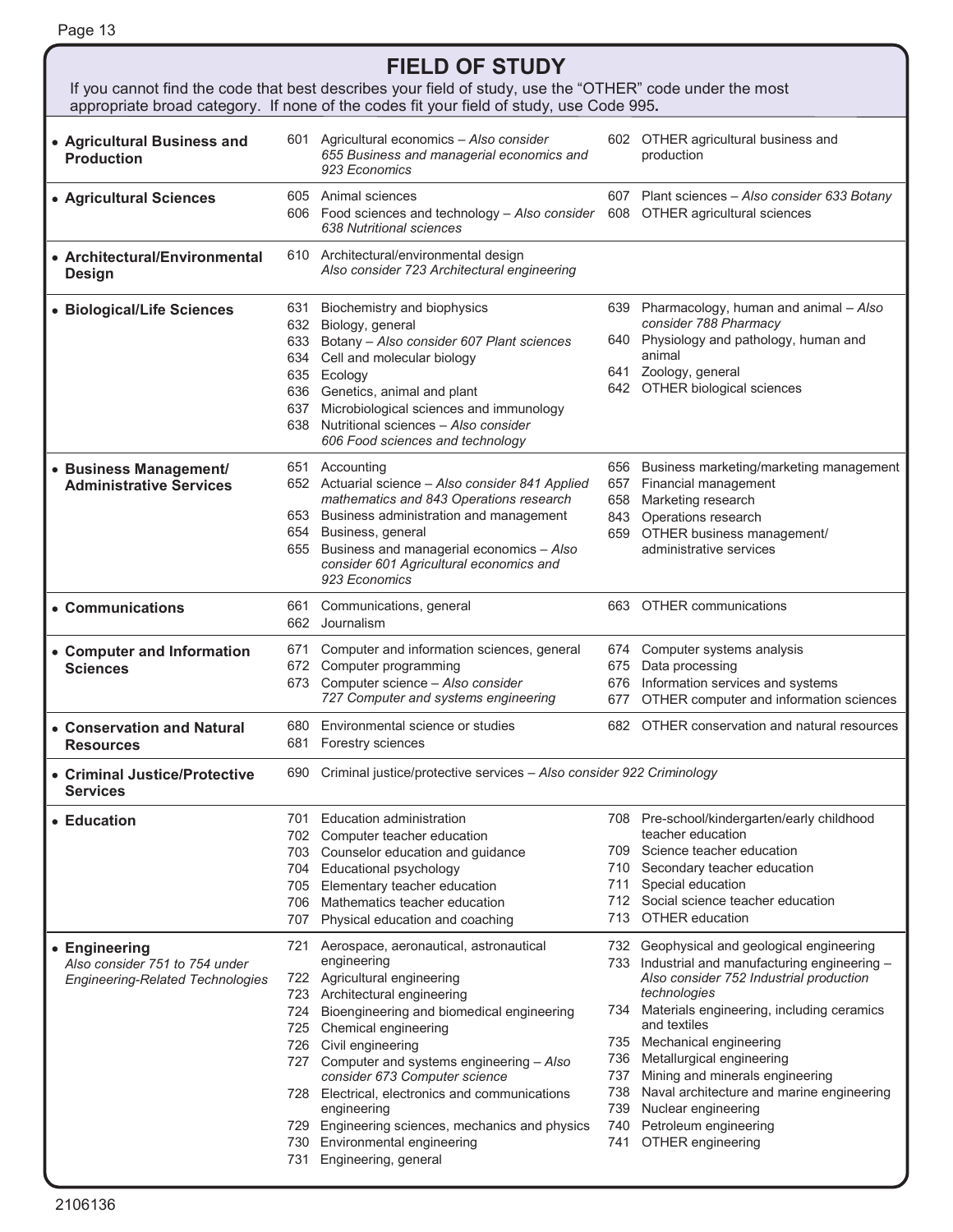# FIELD OF STUDY

If you cannot find the code that best describes your field of study, use the "OTHER" code under the most appropriate broad category. If none of the codes fit your field of study, use Code 995**.**

| Category | Codes |
|---|---|
| • **Agricultural Business and Production** | 601 Agricultural economics – *Also consider 655 Business and managerial economics and 923 Economics*<br>602 OTHER agricultural business and production |
| • **Agricultural Sciences** | 605 Animal sciences<br>606 Food sciences and technology – *Also consider 638 Nutritional sciences*<br>607 Plant sciences – *Also consider 633 Botany*<br>608 OTHER agricultural sciences |
| • **Architectural/Environmental Design** | 610 Architectural/environmental design *Also consider 723 Architectural engineering* |
| • **Biological/Life Sciences** | 631 Biochemistry and biophysics<br>632 Biology, general<br>633 Botany – *Also consider 607 Plant sciences*<br>634 Cell and molecular biology<br>635 Ecology<br>636 Genetics, animal and plant<br>637 Microbiological sciences and immunology<br>638 Nutritional sciences – *Also consider 606 Food sciences and technology*<br>639 Pharmacology, human and animal – *Also consider 788 Pharmacy*<br>640 Physiology and pathology, human and animal<br>641 Zoology, general<br>642 OTHER biological sciences |
| • **Business Management/ Administrative Services** | 651 Accounting<br>652 Actuarial science – *Also consider 841 Applied mathematics and 843 Operations research*<br>653 Business administration and management<br>654 Business, general<br>655 Business and managerial economics – *Also consider 601 Agricultural economics and 923 Economics*<br>656 Business marketing/marketing management<br>657 Financial management<br>658 Marketing research<br>843 Operations research<br>659 OTHER business management/ administrative services |
| • **Communications** | 661 Communications, general<br>662 Journalism<br>663 OTHER communications |
| • **Computer and Information Sciences** | 671 Computer and information sciences, general<br>672 Computer programming<br>673 Computer science – *Also consider 727 Computer and systems engineering*<br>674 Computer systems analysis<br>675 Data processing<br>676 Information services and systems<br>677 OTHER computer and information sciences |
| • **Conservation and Natural Resources** | 680 Environmental science or studies<br>681 Forestry sciences<br>682 OTHER conservation and natural resources |
| • **Criminal Justice/Protective Services** | 690 Criminal justice/protective services – *Also consider 922 Criminology* |
| • **Education** | 701 Education administration<br>702 Computer teacher education<br>703 Counselor education and guidance<br>704 Educational psychology<br>705 Elementary teacher education<br>706 Mathematics teacher education<br>707 Physical education and coaching<br>708 Pre-school/kindergarten/early childhood teacher education<br>709 Science teacher education<br>710 Secondary teacher education<br>711 Special education<br>712 Social science teacher education<br>713 OTHER education |
| • **Engineering** *Also consider 751 to 754 under Engineering-Related Technologies* | 721 Aerospace, aeronautical, astronautical engineering<br>722 Agricultural engineering<br>723 Architectural engineering<br>724 Bioengineering and biomedical engineering<br>725 Chemical engineering<br>726 Civil engineering<br>727 Computer and systems engineering – *Also consider 673 Computer science*<br>728 Electrical, electronics and communications engineering<br>729 Engineering sciences, mechanics and physics<br>730 Environmental engineering<br>731 Engineering, general<br>732 Geophysical and geological engineering<br>733 Industrial and manufacturing engineering – *Also consider 752 Industrial production technologies*<br>734 Materials engineering, including ceramics and textiles<br>735 Mechanical engineering<br>736 Metallurgical engineering<br>737 Mining and minerals engineering<br>738 Naval architecture and marine engineering<br>739 Nuclear engineering<br>740 Petroleum engineering<br>741 OTHER engineering |

2106136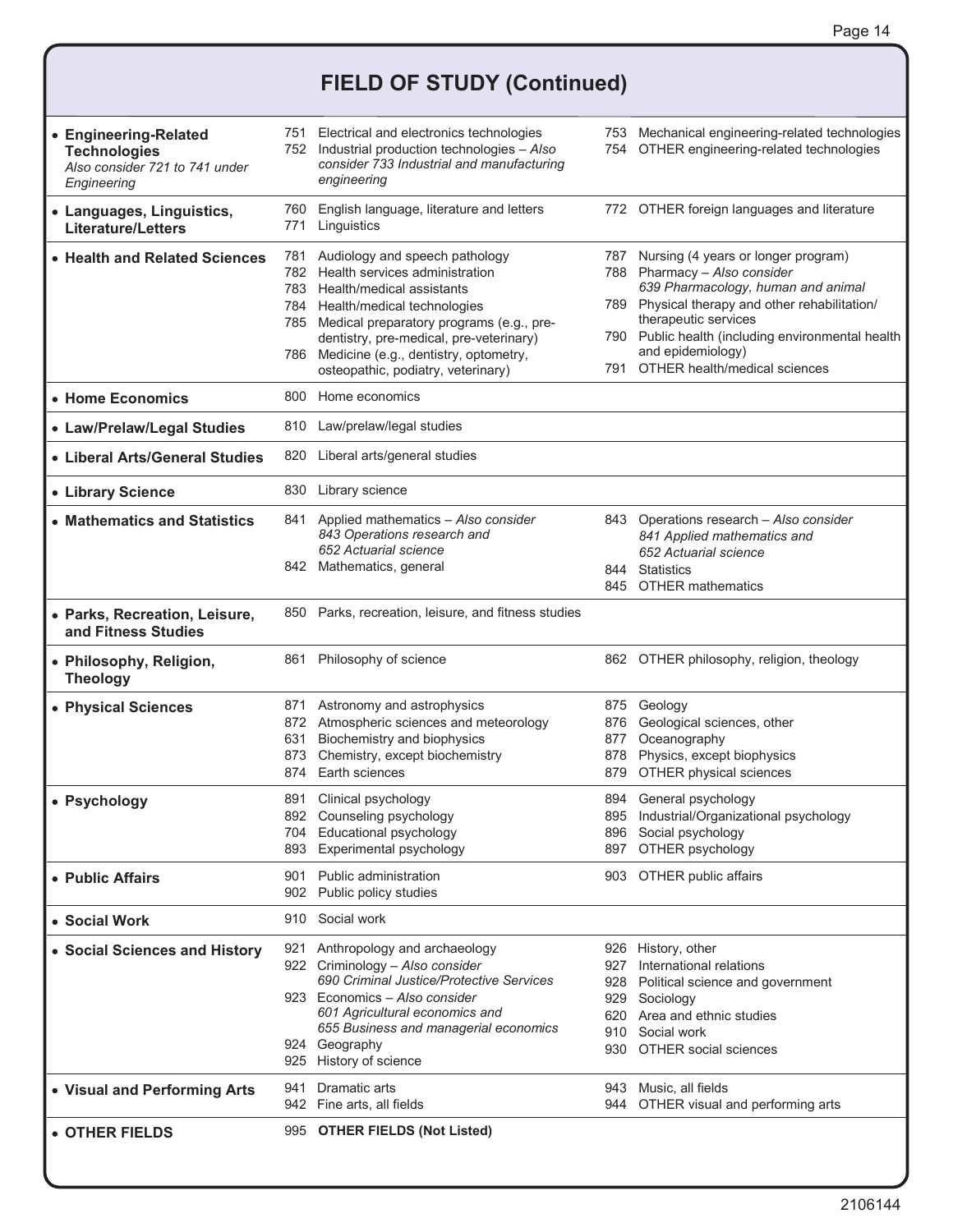## FIELD OF STUDY (Continued)

| Field | Codes | |
|---|---|---|
| • **Engineering-Related Technologies** *Also consider 721 to 741 under Engineering* | 751 Electrical and electronics technologies<br>752 Industrial production technologies – *Also consider 733 Industrial and manufacturing engineering* | 753 Mechanical engineering-related technologies<br>754 OTHER engineering-related technologies |
| • **Languages, Linguistics, Literature/Letters** | 760 English language, literature and letters<br>771 Linguistics | 772 OTHER foreign languages and literature |
| • **Health and Related Sciences** | 781 Audiology and speech pathology<br>782 Health services administration<br>783 Health/medical assistants<br>784 Health/medical technologies<br>785 Medical preparatory programs (e.g., pre-dentistry, pre-medical, pre-veterinary)<br>786 Medicine (e.g., dentistry, optometry, osteopathic, podiatry, veterinary) | 787 Nursing (4 years or longer program)<br>788 Pharmacy – *Also consider 639 Pharmacology, human and animal*<br>789 Physical therapy and other rehabilitation/therapeutic services<br>790 Public health (including environmental health and epidemiology)<br>791 OTHER health/medical sciences |
| • **Home Economics** | 800 Home economics | |
| • **Law/Prelaw/Legal Studies** | 810 Law/prelaw/legal studies | |
| • **Liberal Arts/General Studies** | 820 Liberal arts/general studies | |
| • **Library Science** | 830 Library science | |
| • **Mathematics and Statistics** | 841 Applied mathematics – *Also consider 843 Operations research and 652 Actuarial science*<br>842 Mathematics, general | 843 Operations research – *Also consider 841 Applied mathematics and 652 Actuarial science*<br>844 Statistics<br>845 OTHER mathematics |
| • **Parks, Recreation, Leisure, and Fitness Studies** | 850 Parks, recreation, leisure, and fitness studies | |
| • **Philosophy, Religion, Theology** | 861 Philosophy of science | 862 OTHER philosophy, religion, theology |
| • **Physical Sciences** | 871 Astronomy and astrophysics<br>872 Atmospheric sciences and meteorology<br>631 Biochemistry and biophysics<br>873 Chemistry, except biochemistry<br>874 Earth sciences | 875 Geology<br>876 Geological sciences, other<br>877 Oceanography<br>878 Physics, except biophysics<br>879 OTHER physical sciences |
| • **Psychology** | 891 Clinical psychology<br>892 Counseling psychology<br>704 Educational psychology<br>893 Experimental psychology | 894 General psychology<br>895 Industrial/Organizational psychology<br>896 Social psychology<br>897 OTHER psychology |
| • **Public Affairs** | 901 Public administration<br>902 Public policy studies | 903 OTHER public affairs |
| • **Social Work** | 910 Social work | |
| • **Social Sciences and History** | 921 Anthropology and archaeology<br>922 Criminology – *Also consider 690 Criminal Justice/Protective Services*<br>923 Economics – *Also consider 601 Agricultural economics and 655 Business and managerial economics*<br>924 Geography<br>925 History of science | 926 History, other<br>927 International relations<br>928 Political science and government<br>929 Sociology<br>620 Area and ethnic studies<br>910 Social work<br>930 OTHER social sciences |
| • **Visual and Performing Arts** | 941 Dramatic arts<br>942 Fine arts, all fields | 943 Music, all fields<br>944 OTHER visual and performing arts |
| • **OTHER FIELDS** | 995 **OTHER FIELDS (Not Listed)** | |

2106144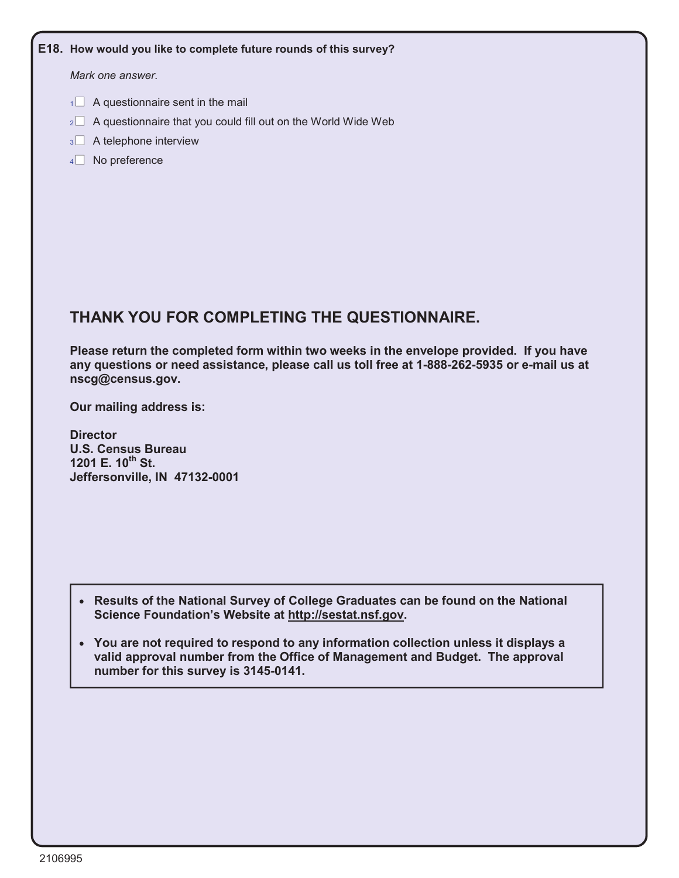**E18. How would you like to complete future rounds of this survey?**

*Mark one answer.*

- 1 ☐ A questionnaire sent in the mail
- 2 ☐ A questionnaire that you could fill out on the World Wide Web
- 3 ☐ A telephone interview
- 4 ☐ No preference

## THANK YOU FOR COMPLETING THE QUESTIONNAIRE.

**Please return the completed form within two weeks in the envelope provided. If you have any questions or need assistance, please call us toll free at 1-888-262-5935 or e-mail us at nscg@census.gov.**

**Our mailing address is:**

**Director**
**U.S. Census Bureau**
**1201 E. 10th St.**
**Jeffersonville, IN 47132-0001**

- **Results of the National Survey of College Graduates can be found on the National Science Foundation's Website at http://sestat.nsf.gov.**
- **You are not required to respond to any information collection unless it displays a valid approval number from the Office of Management and Budget. The approval number for this survey is 3145-0141.**

2106995